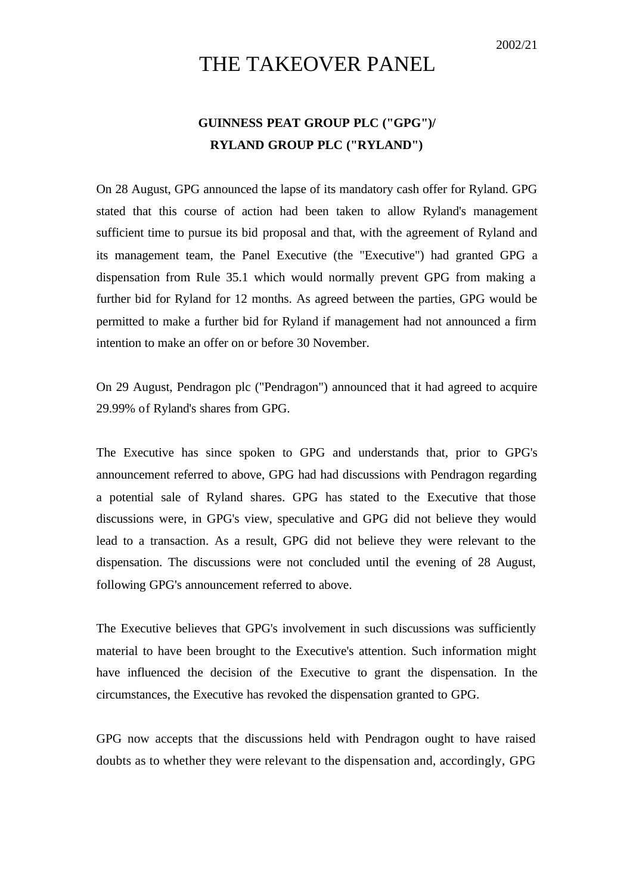2002/21

# THE TAKEOVER PANEL

## GUINNESS PEAT GROUP PLC ("GPG")/ RYLAND GROUP PLC ("RYLAND")

On 28 August, GPG announced the lapse of its mandatory cash offer for Ryland. GPG stated that this course of action had been taken to allow Ryland's management sufficient time to pursue its bid proposal and that, with the agreement of Ryland and its management team, the Panel Executive (the "Executive") had granted GPG a dispensation from Rule 35.1 which would normally prevent GPG from making a further bid for Ryland for 12 months. As agreed between the parties, GPG would be permitted to make a further bid for Ryland if management had not announced a firm intention to make an offer on or before 30 November.

On 29 August, Pendragon plc ("Pendragon") announced that it had agreed to acquire 29.99% of Ryland's shares from GPG.

The Executive has since spoken to GPG and understands that, prior to GPG's announcement referred to above, GPG had had discussions with Pendragon regarding a potential sale of Ryland shares. GPG has stated to the Executive that those discussions were, in GPG's view, speculative and GPG did not believe they would lead to a transaction. As a result, GPG did not believe they were relevant to the dispensation. The discussions were not concluded until the evening of 28 August, following GPG's announcement referred to above.

The Executive believes that GPG's involvement in such discussions was sufficiently material to have been brought to the Executive's attention. Such information might have influenced the decision of the Executive to grant the dispensation. In the circumstances, the Executive has revoked the dispensation granted to GPG.

GPG now accepts that the discussions held with Pendragon ought to have raised doubts as to whether they were relevant to the dispensation and, accordingly, GPG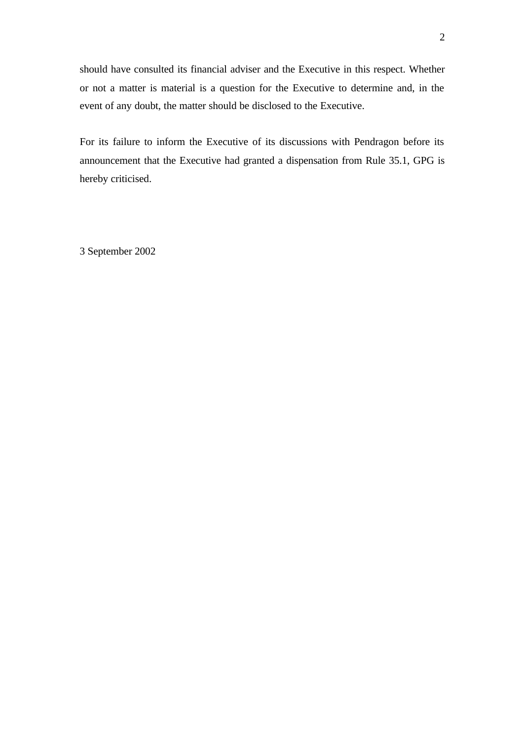should have consulted its financial adviser and the Executive in this respect. Whether or not a matter is material is a question for the Executive to determine and, in the event of any doubt, the matter should be disclosed to the Executive.

For its failure to inform the Executive of its discussions with Pendragon before its announcement that the Executive had granted a dispensation from Rule 35.1, GPG is hereby criticised.

3 September 2002